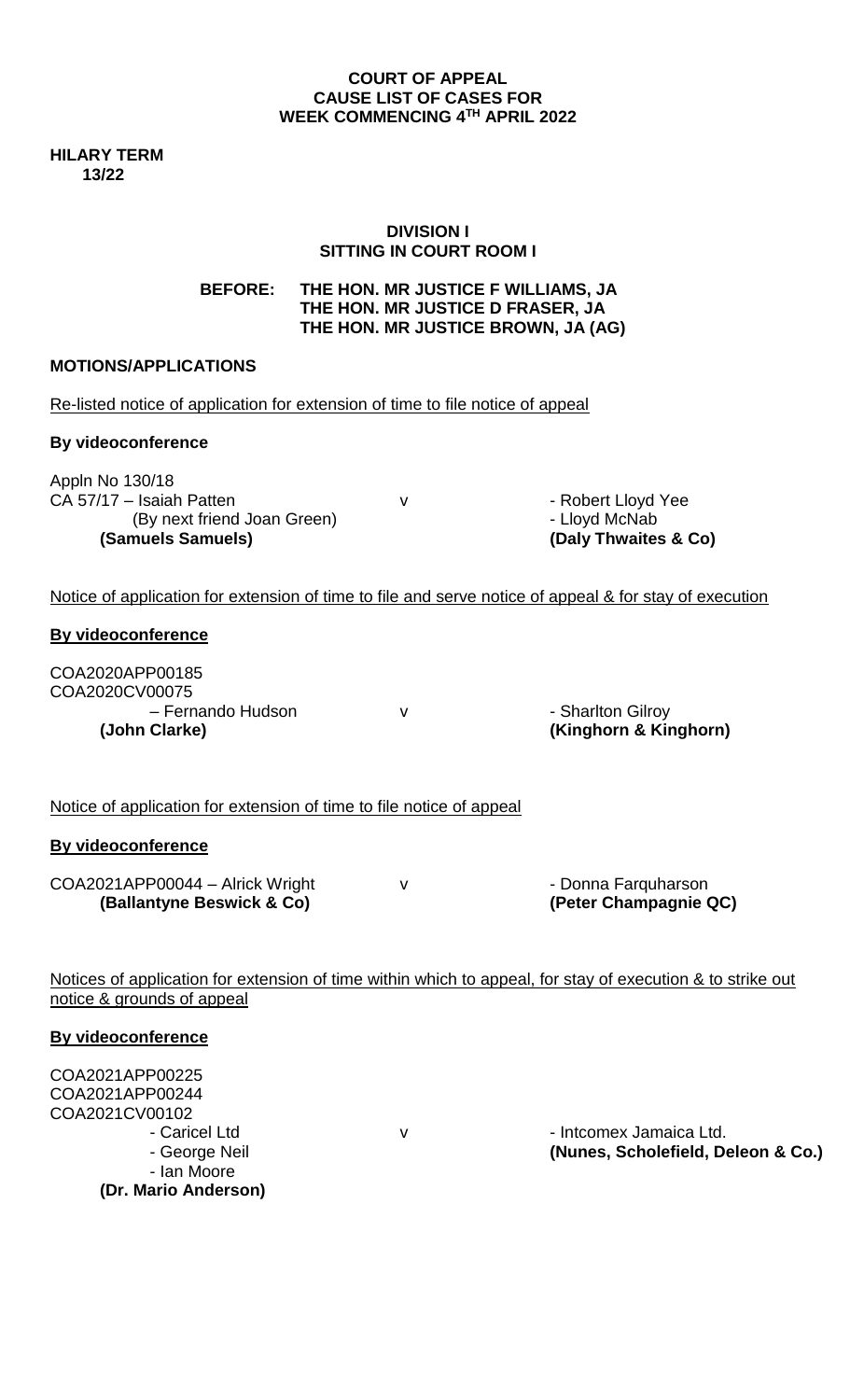**COURT OF APPEAL**
**CAUSE LIST OF CASES FOR**
**WEEK COMMENCING 4TH APRIL 2022**

**HILARY TERM**
**13/22**

**DIVISION I**
**SITTING IN COURT ROOM I**

**BEFORE: THE HON. MR JUSTICE F WILLIAMS, JA**
**THE HON. MR JUSTICE D FRASER, JA**
**THE HON. MR JUSTICE BROWN, JA (AG)**

**MOTIONS/APPLICATIONS**

Re-listed notice of application for extension of time to file notice of appeal

**By videoconference**

Appln No 130/18
CA 57/17 – Isaiah Patten v - Robert Lloyd Yee
(By next friend Joan Green) - Lloyd McNab
**(Samuels Samuels)** **(Daly Thwaites & Co)**

Notice of application for extension of time to file and serve notice of appeal & for stay of execution

**By videoconference**

COA2020APP00185
COA2020CV00075
– Fernando Hudson v - Sharlton Gilroy
**(John Clarke)** **(Kinghorn & Kinghorn)**

Notice of application for extension of time to file notice of appeal

**By videoconference**

COA2021APP00044 – Alrick Wright v - Donna Farquharson
**(Ballantyne Beswick & Co)** **(Peter Champagnie QC)**

Notices of application for extension of time within which to appeal, for stay of execution & to strike out notice & grounds of appeal

**By videoconference**

COA2021APP00225
COA2021APP00244
COA2021CV00102
- Caricel Ltd v - Intcomex Jamaica Ltd.
- George Neil **(Nunes, Scholefield, Deleon & Co.)**
- Ian Moore
**(Dr. Mario Anderson)**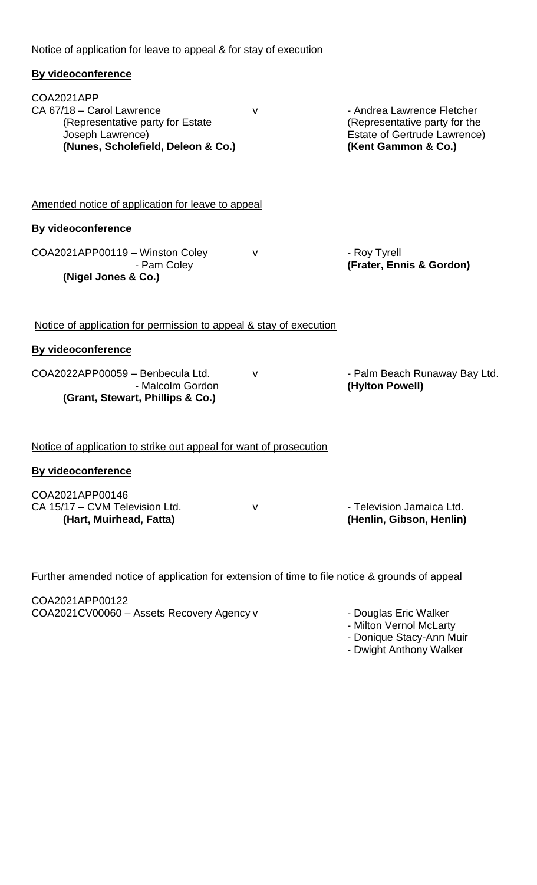Notice of application for leave to appeal & for stay of execution

**By videoconference**

COA2021APP
CA 67/18 – Carol Lawrence (Representative party for Estate Joseph Lawrence) **(Nunes, Scholefield, Deleon & Co.)** v - Andrea Lawrence Fletcher (Representative party for the Estate of Gertrude Lawrence) **(Kent Gammon & Co.)**

Amended notice of application for leave to appeal

**By videoconference**

COA2021APP00119 – Winston Coley
- Pam Coley
**(Nigel Jones & Co.)**
v
- Roy Tyrell
**(Frater, Ennis & Gordon)**

Notice of application for permission to appeal & stay of execution

**By videoconference**

COA2022APP00059 – Benbecula Ltd.
- Malcolm Gordon
**(Grant, Stewart, Phillips & Co.)**
v
- Palm Beach Runaway Bay Ltd.
**(Hylton Powell)**

Notice of application to strike out appeal for want of prosecution

**By videoconference**

COA2021APP00146
CA 15/17 – CVM Television Ltd.
**(Hart, Muirhead, Fatta)**
v
- Television Jamaica Ltd.
**(Henlin, Gibson, Henlin)**

Further amended notice of application for extension of time to file notice & grounds of appeal

COA2021APP00122
COA2021CV00060 – Assets Recovery Agency v
- Douglas Eric Walker
- Milton Vernol McLarty
- Donique Stacy-Ann Muir
- Dwight Anthony Walker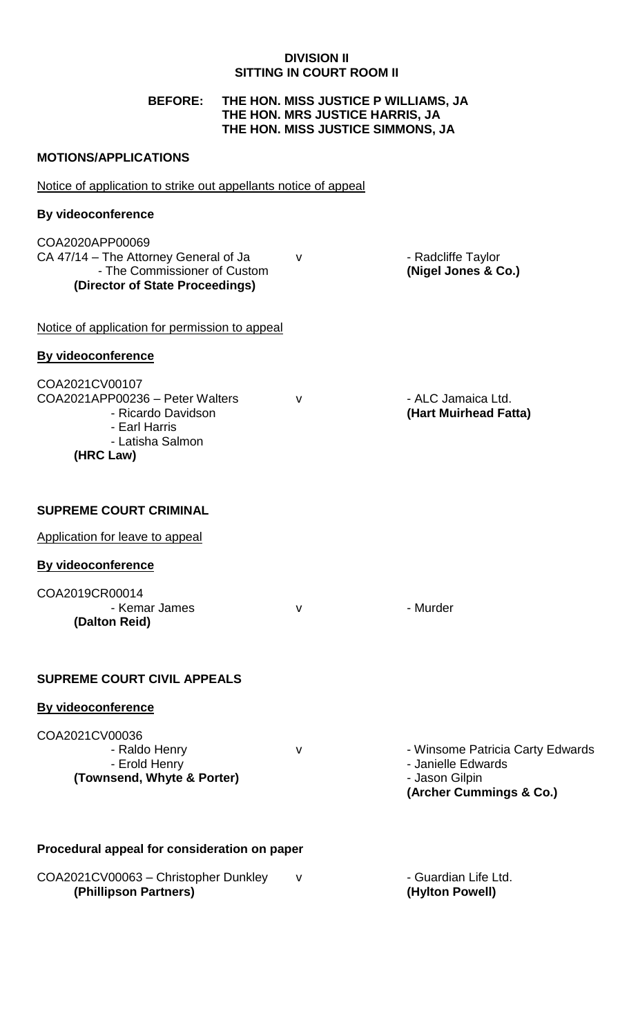**DIVISION II**
**SITTING IN COURT ROOM II**

**BEFORE: THE HON. MISS JUSTICE P WILLIAMS, JA**
**THE HON. MRS JUSTICE HARRIS, JA**
**THE HON. MISS JUSTICE SIMMONS, JA**

**MOTIONS/APPLICATIONS**

Notice of application to strike out appellants notice of appeal

**By videoconference**

| | | |
|---|---|---|
| COA2020APP00069<br>CA 47/14 – The Attorney General of Ja<br>- The Commissioner of Custom<br>**(Director of State Proceedings)** | v | - Radcliffe Taylor<br>**(Nigel Jones & Co.)** |

Notice of application for permission to appeal

**By videoconference**

| | | |
|---|---|---|
| COA2021CV00107<br>COA2021APP00236 – Peter Walters<br>- Ricardo Davidson<br>- Earl Harris<br>- Latisha Salmon<br>**(HRC Law)** | v | - ALC Jamaica Ltd.<br>**(Hart Muirhead Fatta)** |

**SUPREME COURT CRIMINAL**

Application for leave to appeal

**By videoconference**

| | | |
|---|---|---|
| COA2019CR00014<br>- Kemar James<br>**(Dalton Reid)** | v | - Murder |

**SUPREME COURT CIVIL APPEALS**

**By videoconference**

| | | |
|---|---|---|
| COA2021CV00036<br>- Raldo Henry<br>- Erold Henry<br>**(Townsend, Whyte & Porter)** | v | - Winsome Patricia Carty Edwards<br>- Janielle Edwards<br>- Jason Gilpin<br>**(Archer Cummings & Co.)** |

**Procedural appeal for consideration on paper**

| | | |
|---|---|---|
| COA2021CV00063 – Christopher Dunkley<br>**(Phillipson Partners)** | v | - Guardian Life Ltd.<br>**(Hylton Powell)** |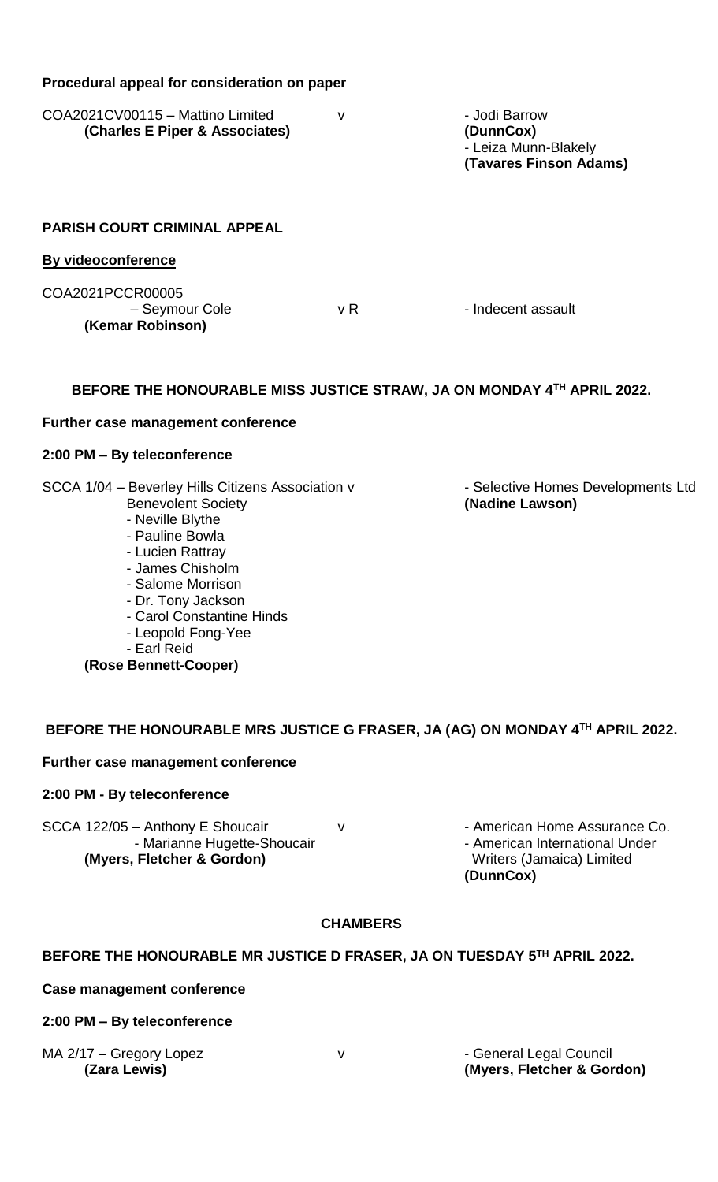**Procedural appeal for consideration on paper**

COA2021CV00115 – Mattino Limited v - Jodi Barrow
**(Charles E Piper & Associates)** **(DunnCox)**
- Leiza Munn-Blakely
**(Tavares Finson Adams)**

**PARISH COURT CRIMINAL APPEAL**

**By videoconference**

COA2021PCCR00005
– Seymour Cole v R - Indecent assault
**(Kemar Robinson)**

**BEFORE THE HONOURABLE MISS JUSTICE STRAW, JA ON MONDAY 4TH APRIL 2022.**

**Further case management conference**

**2:00 PM – By teleconference**

SCCA 1/04 – Beverley Hills Citizens Association v - Selective Homes Developments Ltd
Benevolent Society **(Nadine Lawson)**
- Neville Blythe
- Pauline Bowla
- Lucien Rattray
- James Chisholm
- Salome Morrison
- Dr. Tony Jackson
- Carol Constantine Hinds
- Leopold Fong-Yee
- Earl Reid
**(Rose Bennett-Cooper)**

**BEFORE THE HONOURABLE MRS JUSTICE G FRASER, JA (AG) ON MONDAY 4TH APRIL 2022.**

**Further case management conference**

**2:00 PM - By teleconference**

SCCA 122/05 – Anthony E Shoucair v - American Home Assurance Co.
- Marianne Hugette-Shoucair - American International Under
**(Myers, Fletcher & Gordon)** Writers (Jamaica) Limited
**(DunnCox)**

**CHAMBERS**

**BEFORE THE HONOURABLE MR JUSTICE D FRASER, JA ON TUESDAY 5TH APRIL 2022.**

**Case management conference**

**2:00 PM – By teleconference**

MA 2/17 – Gregory Lopez v - General Legal Council
**(Zara Lewis)** **(Myers, Fletcher & Gordon)**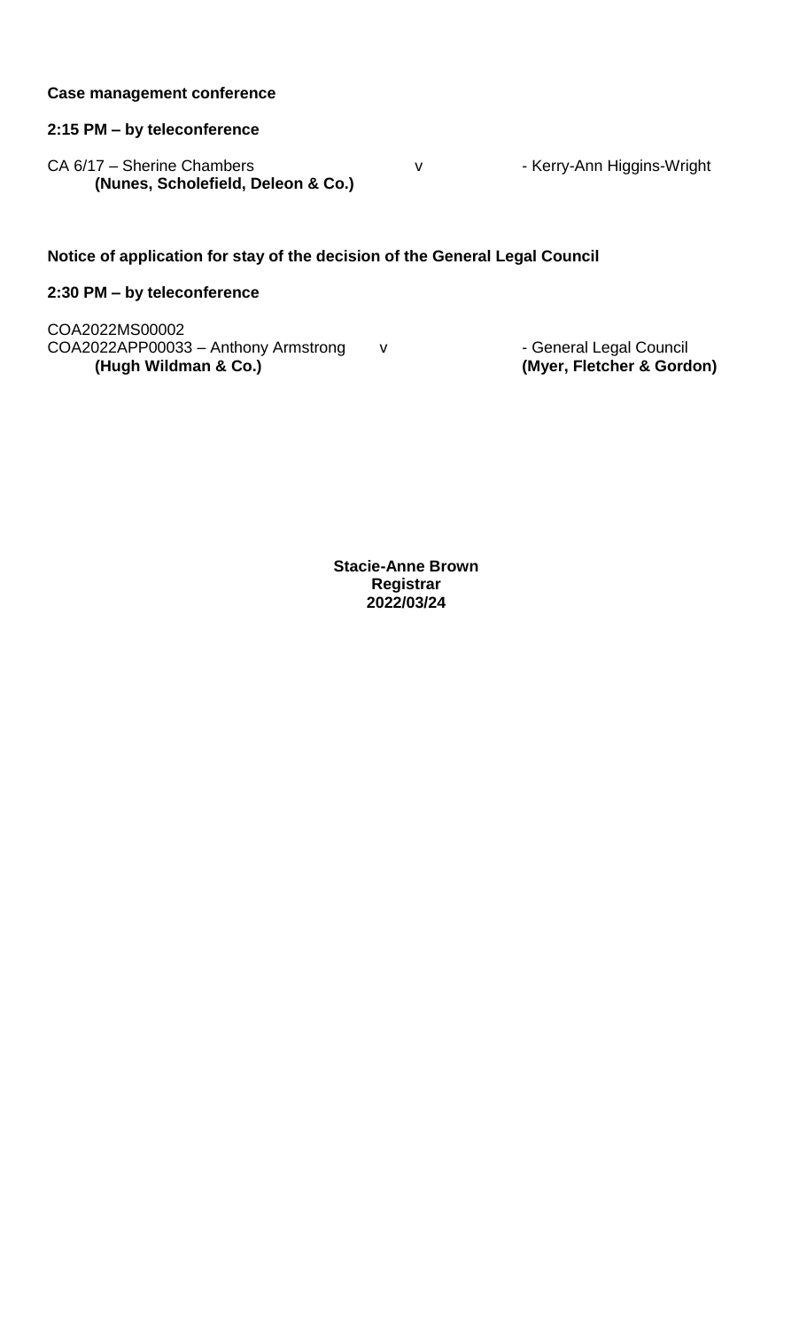**Case management conference**

**2:15 PM – by teleconference**

CA 6/17 – Sherine Chambers v - Kerry-Ann Higgins-Wright
**(Nunes, Scholefield, Deleon & Co.)**

**Notice of application for stay of the decision of the General Legal Council**

**2:30 PM – by teleconference**

COA2022MS00002
COA2022APP00033 – Anthony Armstrong v - General Legal Council
**(Hugh Wildman & Co.)** **(Myer, Fletcher & Gordon)**

**Stacie-Anne Brown**
**Registrar**
**2022/03/24**